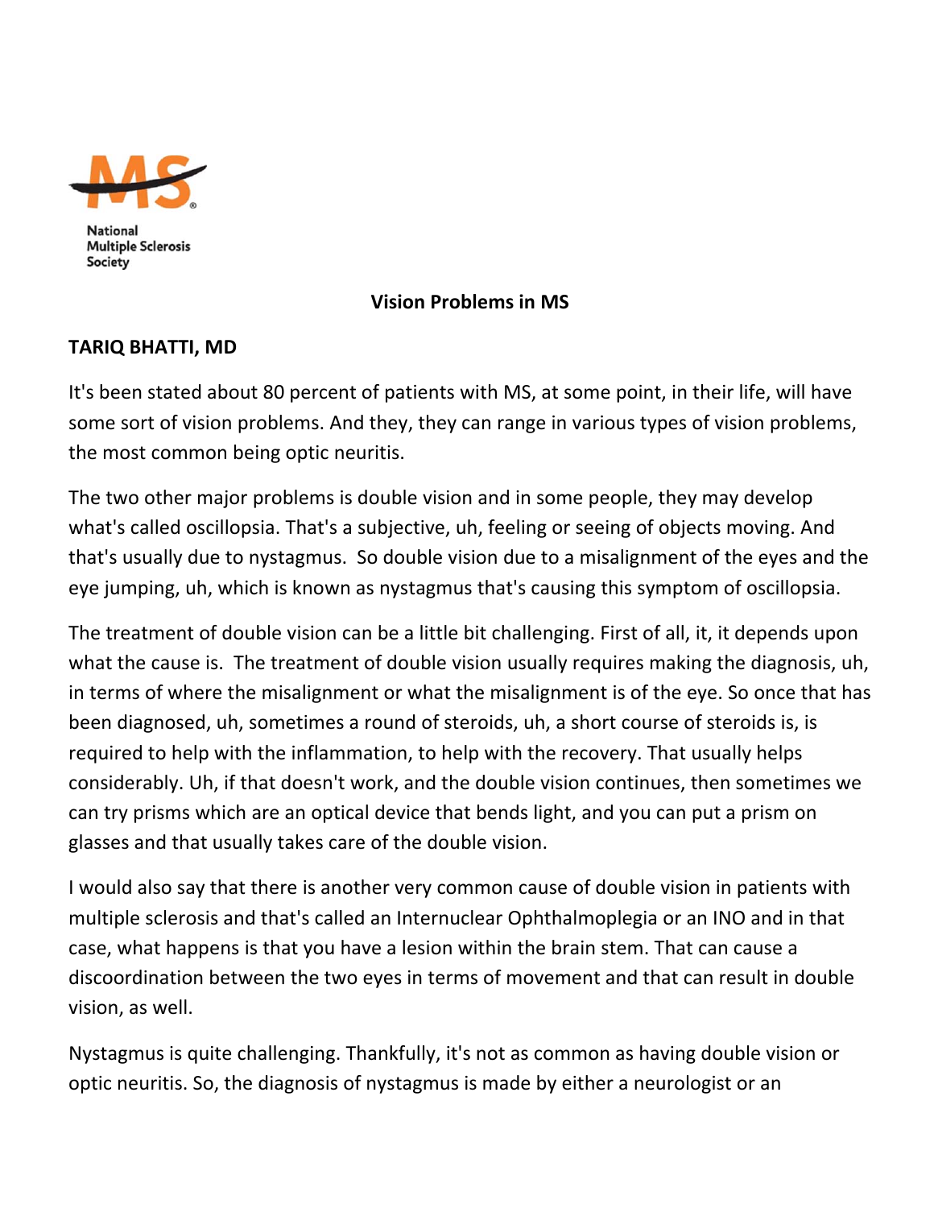National Multiple Sclerosis Society

**Vision Problems in MS**

**TARIQ BHATTI, MD**

It's been stated about 80 percent of patients with MS, at some point, in their life, will have some sort of vision problems. And they, they can range in various types of vision problems, the most common being optic neuritis.

The two other major problems is double vision and in some people, they may develop what's called oscillopsia. That's a subjective, uh, feeling or seeing of objects moving. And that's usually due to nystagmus. So double vision due to a misalignment of the eyes and the eye jumping, uh, which is known as nystagmus that's causing this symptom of oscillopsia.

The treatment of double vision can be a little bit challenging. First of all, it, it depends upon what the cause is. The treatment of double vision usually requires making the diagnosis, uh, in terms of where the misalignment or what the misalignment is of the eye. So once that has been diagnosed, uh, sometimes a round of steroids, uh, a short course of steroids is, is required to help with the inflammation, to help with the recovery. That usually helps considerably. Uh, if that doesn't work, and the double vision continues, then sometimes we can try prisms which are an optical device that bends light, and you can put a prism on glasses and that usually takes care of the double vision.

I would also say that there is another very common cause of double vision in patients with multiple sclerosis and that's called an Internuclear Ophthalmoplegia or an INO and in that case, what happens is that you have a lesion within the brain stem. That can cause a discoordination between the two eyes in terms of movement and that can result in double vision, as well.

Nystagmus is quite challenging. Thankfully, it's not as common as having double vision or optic neuritis. So, the diagnosis of nystagmus is made by either a neurologist or an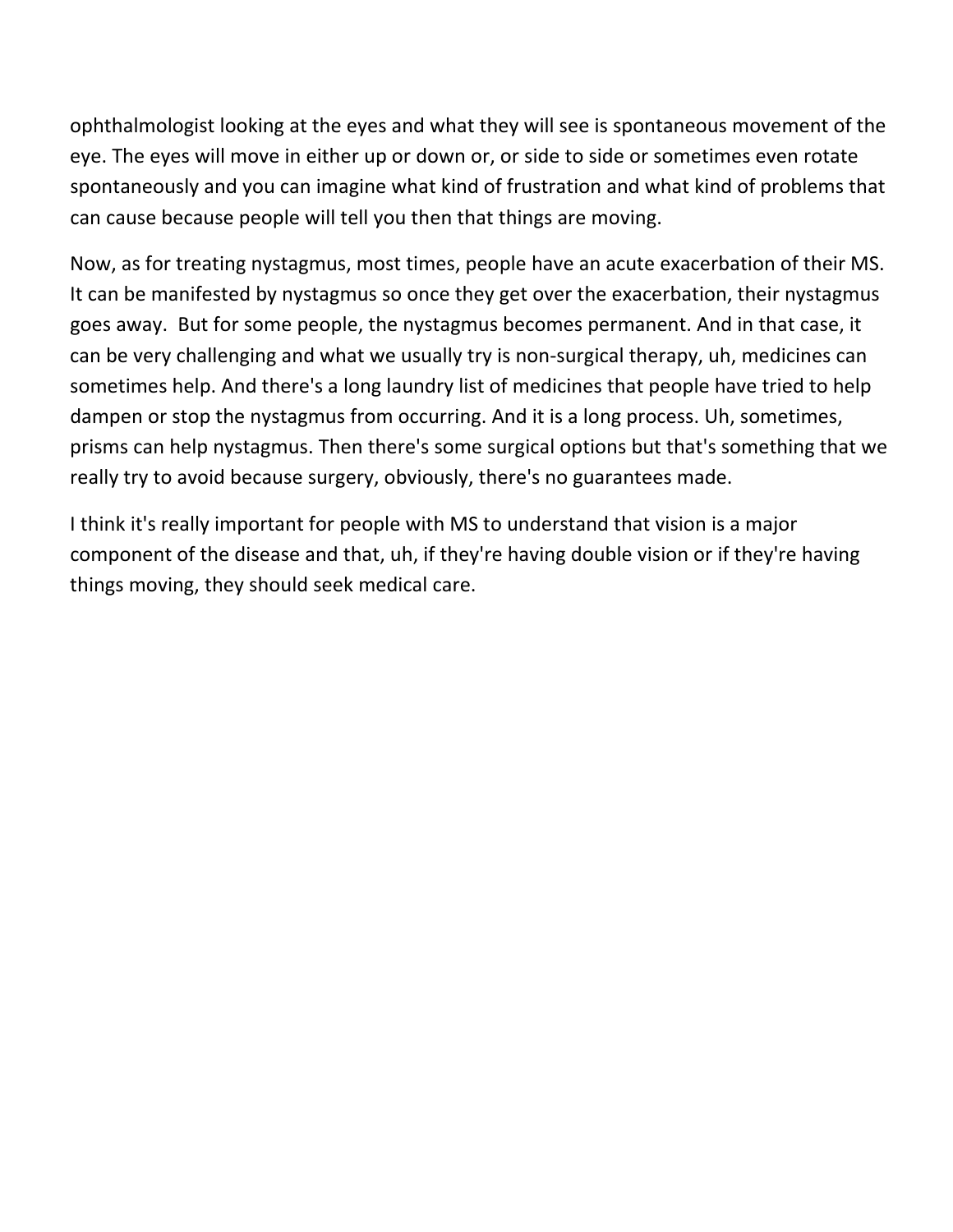ophthalmologist looking at the eyes and what they will see is spontaneous movement of the eye. The eyes will move in either up or down or, or side to side or sometimes even rotate spontaneously and you can imagine what kind of frustration and what kind of problems that can cause because people will tell you then that things are moving.

Now, as for treating nystagmus, most times, people have an acute exacerbation of their MS. It can be manifested by nystagmus so once they get over the exacerbation, their nystagmus goes away. But for some people, the nystagmus becomes permanent. And in that case, it can be very challenging and what we usually try is non-surgical therapy, uh, medicines can sometimes help. And there's a long laundry list of medicines that people have tried to help dampen or stop the nystagmus from occurring. And it is a long process. Uh, sometimes, prisms can help nystagmus. Then there's some surgical options but that's something that we really try to avoid because surgery, obviously, there's no guarantees made.

I think it's really important for people with MS to understand that vision is a major component of the disease and that, uh, if they're having double vision or if they're having things moving, they should seek medical care.